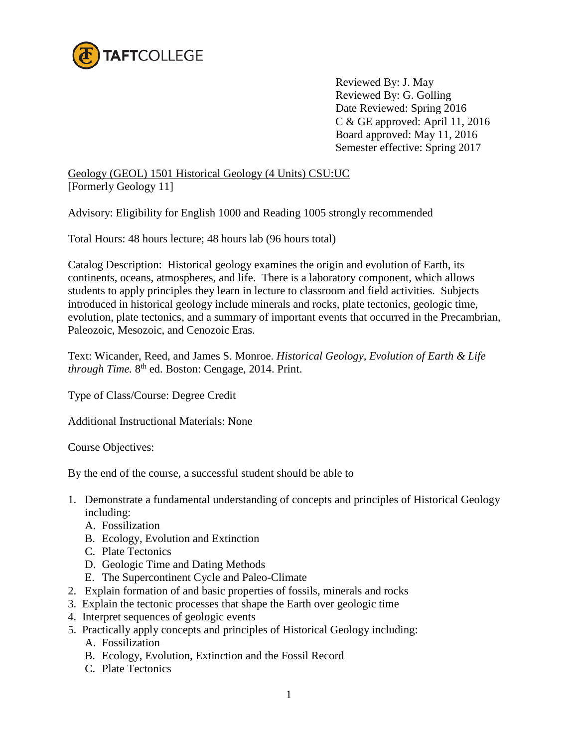Reviewed By: J. May
Reviewed By: G. Golling
Date Reviewed: Spring 2016
C & GE approved: April 11, 2016
Board approved: May 11, 2016
Semester effective: Spring 2017

Geology (GEOL) 1501 Historical Geology (4 Units) CSU:UC
[Formerly Geology 11]

Advisory: Eligibility for English 1000 and Reading 1005 strongly recommended

Total Hours: 48 hours lecture; 48 hours lab (96 hours total)

Catalog Description: Historical geology examines the origin and evolution of Earth, its continents, oceans, atmospheres, and life. There is a laboratory component, which allows students to apply principles they learn in lecture to classroom and field activities. Subjects introduced in historical geology include minerals and rocks, plate tectonics, geologic time, evolution, plate tectonics, and a summary of important events that occurred in the Precambrian, Paleozoic, Mesozoic, and Cenozoic Eras.

Text: Wicander, Reed, and James S. Monroe. *Historical Geology, Evolution of Earth & Life through Time.* 8th ed. Boston: Cengage, 2014. Print.

Type of Class/Course: Degree Credit

Additional Instructional Materials: None

Course Objectives:

By the end of the course, a successful student should be able to

1. Demonstrate a fundamental understanding of concepts and principles of Historical Geology including:
   A. Fossilization
   B. Ecology, Evolution and Extinction
   C. Plate Tectonics
   D. Geologic Time and Dating Methods
   E. The Supercontinent Cycle and Paleo-Climate
2. Explain formation of and basic properties of fossils, minerals and rocks
3. Explain the tectonic processes that shape the Earth over geologic time
4. Interpret sequences of geologic events
5. Practically apply concepts and principles of Historical Geology including:
   A. Fossilization
   B. Ecology, Evolution, Extinction and the Fossil Record
   C. Plate Tectonics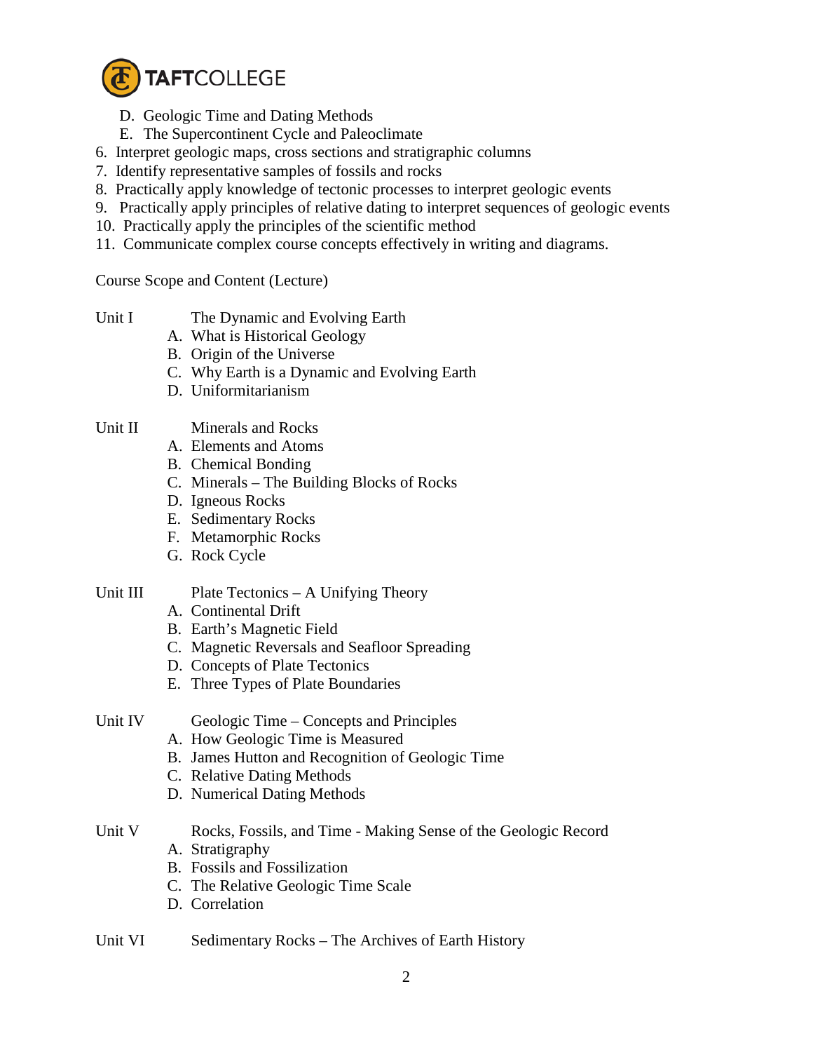D. Geologic Time and Dating Methods
   E. The Supercontinent Cycle and Paleoclimate
6. Interpret geologic maps, cross sections and stratigraphic columns
7. Identify representative samples of fossils and rocks
8. Practically apply knowledge of tectonic processes to interpret geologic events
9. Practically apply principles of relative dating to interpret sequences of geologic events
10. Practically apply the principles of the scientific method
11. Communicate complex course concepts effectively in writing and diagrams.

Course Scope and Content (Lecture)

Unit I The Dynamic and Evolving Earth

- A. What is Historical Geology
- B. Origin of the Universe
- C. Why Earth is a Dynamic and Evolving Earth
- D. Uniformitarianism

Unit II Minerals and Rocks

- A. Elements and Atoms
- B. Chemical Bonding
- C. Minerals – The Building Blocks of Rocks
- D. Igneous Rocks
- E. Sedimentary Rocks
- F. Metamorphic Rocks
- G. Rock Cycle

Unit III Plate Tectonics – A Unifying Theory

- A. Continental Drift
- B. Earth's Magnetic Field
- C. Magnetic Reversals and Seafloor Spreading
- D. Concepts of Plate Tectonics
- E. Three Types of Plate Boundaries

Unit IV Geologic Time – Concepts and Principles

- A. How Geologic Time is Measured
- B. James Hutton and Recognition of Geologic Time
- C. Relative Dating Methods
- D. Numerical Dating Methods

Unit V Rocks, Fossils, and Time - Making Sense of the Geologic Record

- A. Stratigraphy
- B. Fossils and Fossilization
- C. The Relative Geologic Time Scale
- D. Correlation

Unit VI Sedimentary Rocks – The Archives of Earth History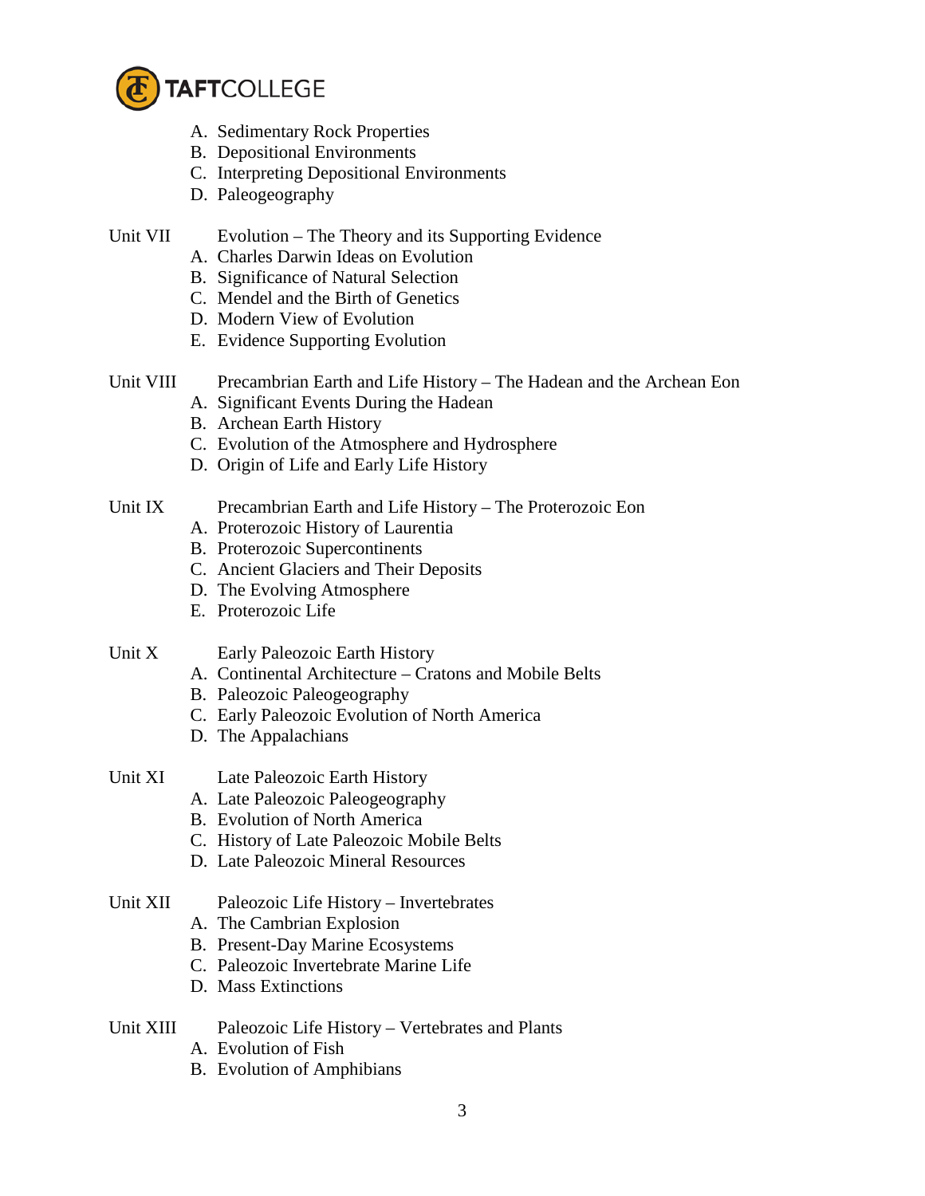A. Sedimentary Rock Properties
B. Depositional Environments
C. Interpreting Depositional Environments
D. Paleogeography

Unit VII Evolution – The Theory and its Supporting Evidence
A. Charles Darwin Ideas on Evolution
B. Significance of Natural Selection
C. Mendel and the Birth of Genetics
D. Modern View of Evolution
E. Evidence Supporting Evolution

Unit VIII Precambrian Earth and Life History – The Hadean and the Archean Eon
A. Significant Events During the Hadean
B. Archean Earth History
C. Evolution of the Atmosphere and Hydrosphere
D. Origin of Life and Early Life History

Unit IX Precambrian Earth and Life History – The Proterozoic Eon
A. Proterozoic History of Laurentia
B. Proterozoic Supercontinents
C. Ancient Glaciers and Their Deposits
D. The Evolving Atmosphere
E. Proterozoic Life

Unit X Early Paleozoic Earth History
A. Continental Architecture – Cratons and Mobile Belts
B. Paleozoic Paleogeography
C. Early Paleozoic Evolution of North America
D. The Appalachians

Unit XI Late Paleozoic Earth History
A. Late Paleozoic Paleogeography
B. Evolution of North America
C. History of Late Paleozoic Mobile Belts
D. Late Paleozoic Mineral Resources

Unit XII Paleozoic Life History – Invertebrates
A. The Cambrian Explosion
B. Present-Day Marine Ecosystems
C. Paleozoic Invertebrate Marine Life
D. Mass Extinctions

Unit XIII Paleozoic Life History – Vertebrates and Plants
A. Evolution of Fish
B. Evolution of Amphibians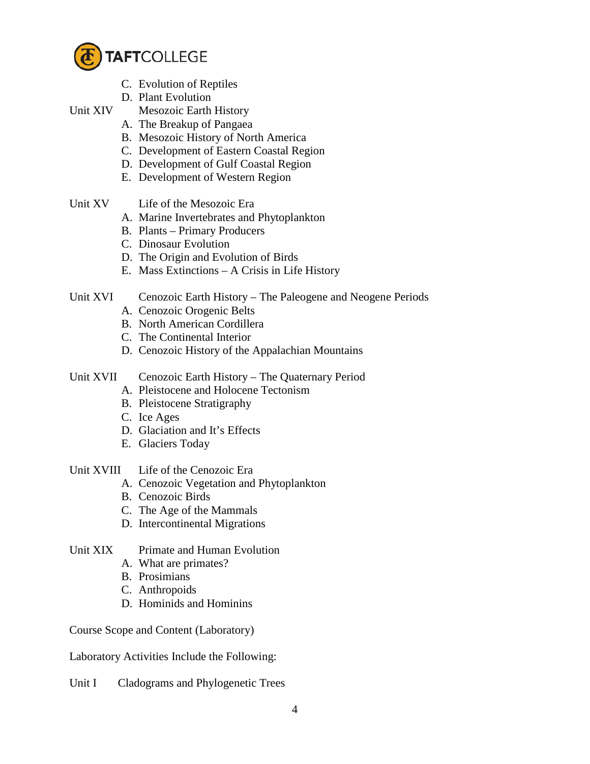C. Evolution of Reptiles
D. Plant Evolution

Unit XIV Mesozoic Earth History

A. The Breakup of Pangaea
B. Mesozoic History of North America
C. Development of Eastern Coastal Region
D. Development of Gulf Coastal Region
E. Development of Western Region

Unit XV Life of the Mesozoic Era

A. Marine Invertebrates and Phytoplankton
B. Plants – Primary Producers
C. Dinosaur Evolution
D. The Origin and Evolution of Birds
E. Mass Extinctions – A Crisis in Life History

Unit XVI Cenozoic Earth History – The Paleogene and Neogene Periods

A. Cenozoic Orogenic Belts
B. North American Cordillera
C. The Continental Interior
D. Cenozoic History of the Appalachian Mountains

Unit XVII Cenozoic Earth History – The Quaternary Period

A. Pleistocene and Holocene Tectonism
B. Pleistocene Stratigraphy
C. Ice Ages
D. Glaciation and It's Effects
E. Glaciers Today

Unit XVIII Life of the Cenozoic Era

A. Cenozoic Vegetation and Phytoplankton
B. Cenozoic Birds
C. The Age of the Mammals
D. Intercontinental Migrations

Unit XIX Primate and Human Evolution

A. What are primates?
B. Prosimians
C. Anthropoids
D. Hominids and Hominins

Course Scope and Content (Laboratory)

Laboratory Activities Include the Following:

Unit I Cladograms and Phylogenetic Trees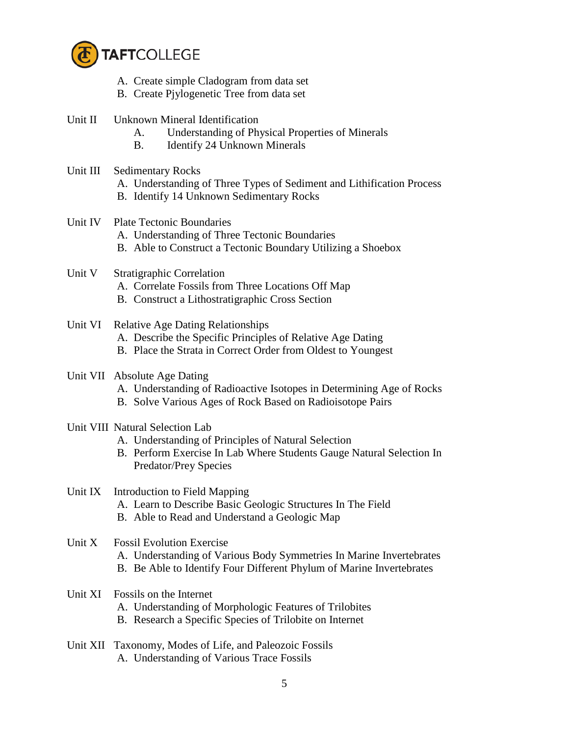A. Create simple Cladogram from data set
B. Create Pjylogenetic Tree from data set

Unit II Unknown Mineral Identification
A. Understanding of Physical Properties of Minerals
B. Identify 24 Unknown Minerals

Unit III Sedimentary Rocks
A. Understanding of Three Types of Sediment and Lithification Process
B. Identify 14 Unknown Sedimentary Rocks

Unit IV Plate Tectonic Boundaries
A. Understanding of Three Tectonic Boundaries
B. Able to Construct a Tectonic Boundary Utilizing a Shoebox

Unit V Stratigraphic Correlation
A. Correlate Fossils from Three Locations Off Map
B. Construct a Lithostratigraphic Cross Section

Unit VI Relative Age Dating Relationships
A. Describe the Specific Principles of Relative Age Dating
B. Place the Strata in Correct Order from Oldest to Youngest

Unit VII Absolute Age Dating
A. Understanding of Radioactive Isotopes in Determining Age of Rocks
B. Solve Various Ages of Rock Based on Radioisotope Pairs

Unit VIII Natural Selection Lab
A. Understanding of Principles of Natural Selection
B. Perform Exercise In Lab Where Students Gauge Natural Selection In Predator/Prey Species

Unit IX Introduction to Field Mapping
A. Learn to Describe Basic Geologic Structures In The Field
B. Able to Read and Understand a Geologic Map

Unit X Fossil Evolution Exercise
A. Understanding of Various Body Symmetries In Marine Invertebrates
B. Be Able to Identify Four Different Phylum of Marine Invertebrates

Unit XI Fossils on the Internet
A. Understanding of Morphologic Features of Trilobites
B. Research a Specific Species of Trilobite on Internet

Unit XII Taxonomy, Modes of Life, and Paleozoic Fossils
A. Understanding of Various Trace Fossils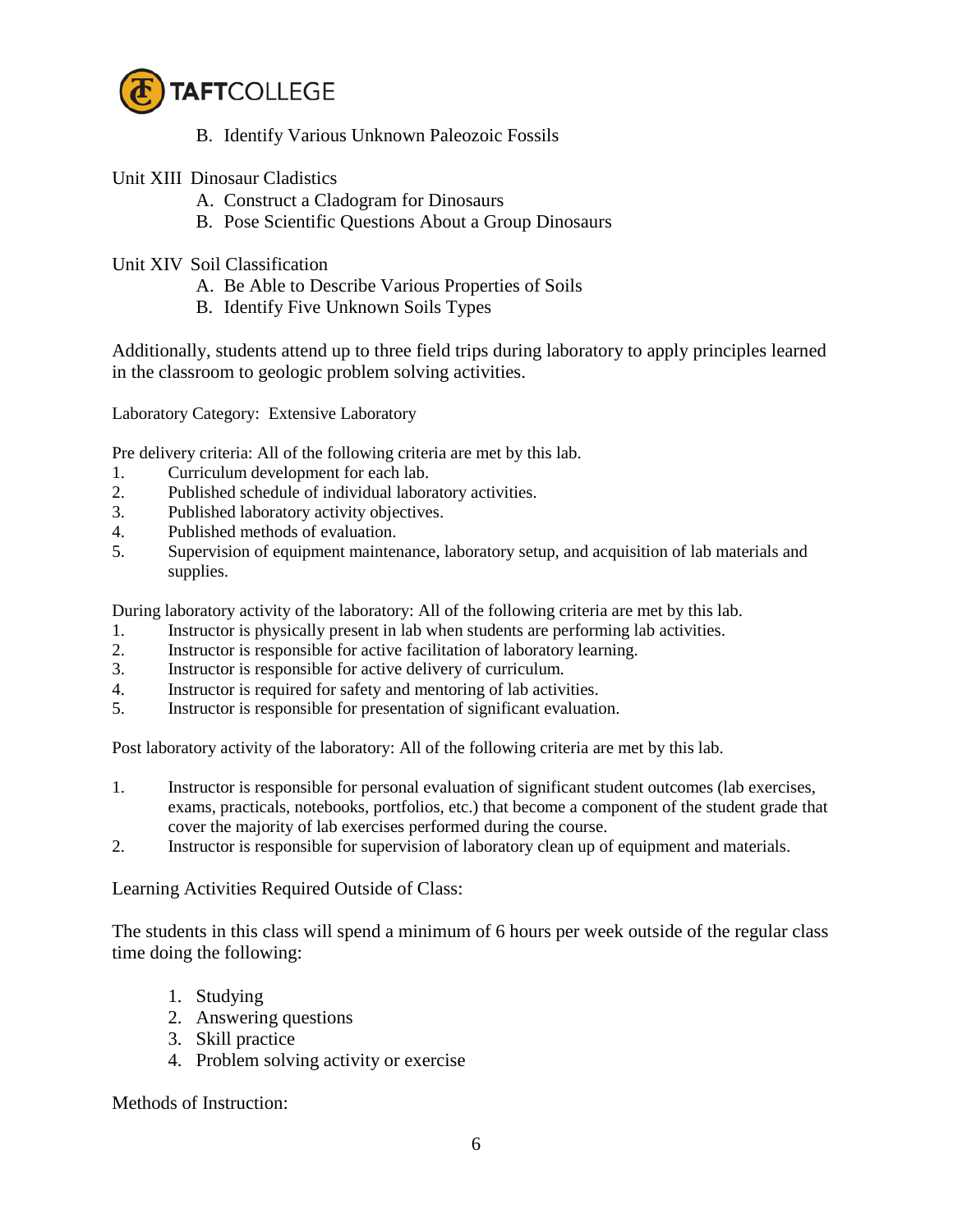B. Identify Various Unknown Paleozoic Fossils

Unit XIII Dinosaur Cladistics

    A. Construct a Cladogram for Dinosaurs
    B. Pose Scientific Questions About a Group Dinosaurs

Unit XIV Soil Classification

    A. Be Able to Describe Various Properties of Soils
    B. Identify Five Unknown Soils Types

Additionally, students attend up to three field trips during laboratory to apply principles learned in the classroom to geologic problem solving activities.

Laboratory Category: Extensive Laboratory

Pre delivery criteria: All of the following criteria are met by this lab.

1. Curriculum development for each lab.
2. Published schedule of individual laboratory activities.
3. Published laboratory activity objectives.
4. Published methods of evaluation.
5. Supervision of equipment maintenance, laboratory setup, and acquisition of lab materials and supplies.

During laboratory activity of the laboratory: All of the following criteria are met by this lab.

1. Instructor is physically present in lab when students are performing lab activities.
2. Instructor is responsible for active facilitation of laboratory learning.
3. Instructor is responsible for active delivery of curriculum.
4. Instructor is required for safety and mentoring of lab activities.
5. Instructor is responsible for presentation of significant evaluation.

Post laboratory activity of the laboratory: All of the following criteria are met by this lab.

1. Instructor is responsible for personal evaluation of significant student outcomes (lab exercises, exams, practicals, notebooks, portfolios, etc.) that become a component of the student grade that cover the majority of lab exercises performed during the course.
2. Instructor is responsible for supervision of laboratory clean up of equipment and materials.

Learning Activities Required Outside of Class:

The students in this class will spend a minimum of 6 hours per week outside of the regular class time doing the following:

1. Studying
2. Answering questions
3. Skill practice
4. Problem solving activity or exercise

Methods of Instruction: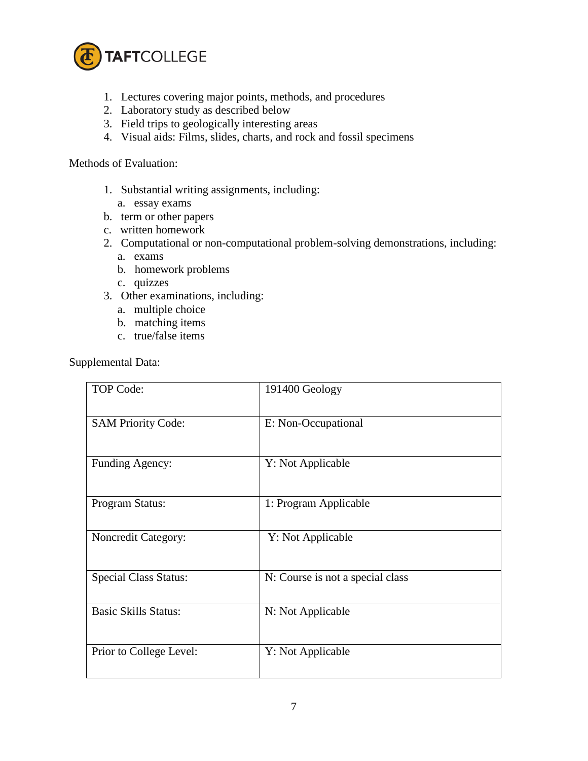1. Lectures covering major points, methods, and procedures
2. Laboratory study as described below
3. Field trips to geologically interesting areas
4. Visual aids: Films, slides, charts, and rock and fossil specimens

Methods of Evaluation:

1. Substantial writing assignments, including:
   a. essay exams
   b. term or other papers
   c. written homework
2. Computational or non-computational problem-solving demonstrations, including:
   a. exams
   b. homework problems
   c. quizzes
3. Other examinations, including:
   a. multiple choice
   b. matching items
   c. true/false items

Supplemental Data:

| | |
|---|---|
| TOP Code: | 191400 Geology |
| SAM Priority Code: | E: Non-Occupational |
| Funding Agency: | Y: Not Applicable |
| Program Status: | 1: Program Applicable |
| Noncredit Category: | Y: Not Applicable |
| Special Class Status: | N: Course is not a special class |
| Basic Skills Status: | N: Not Applicable |
| Prior to College Level: | Y: Not Applicable |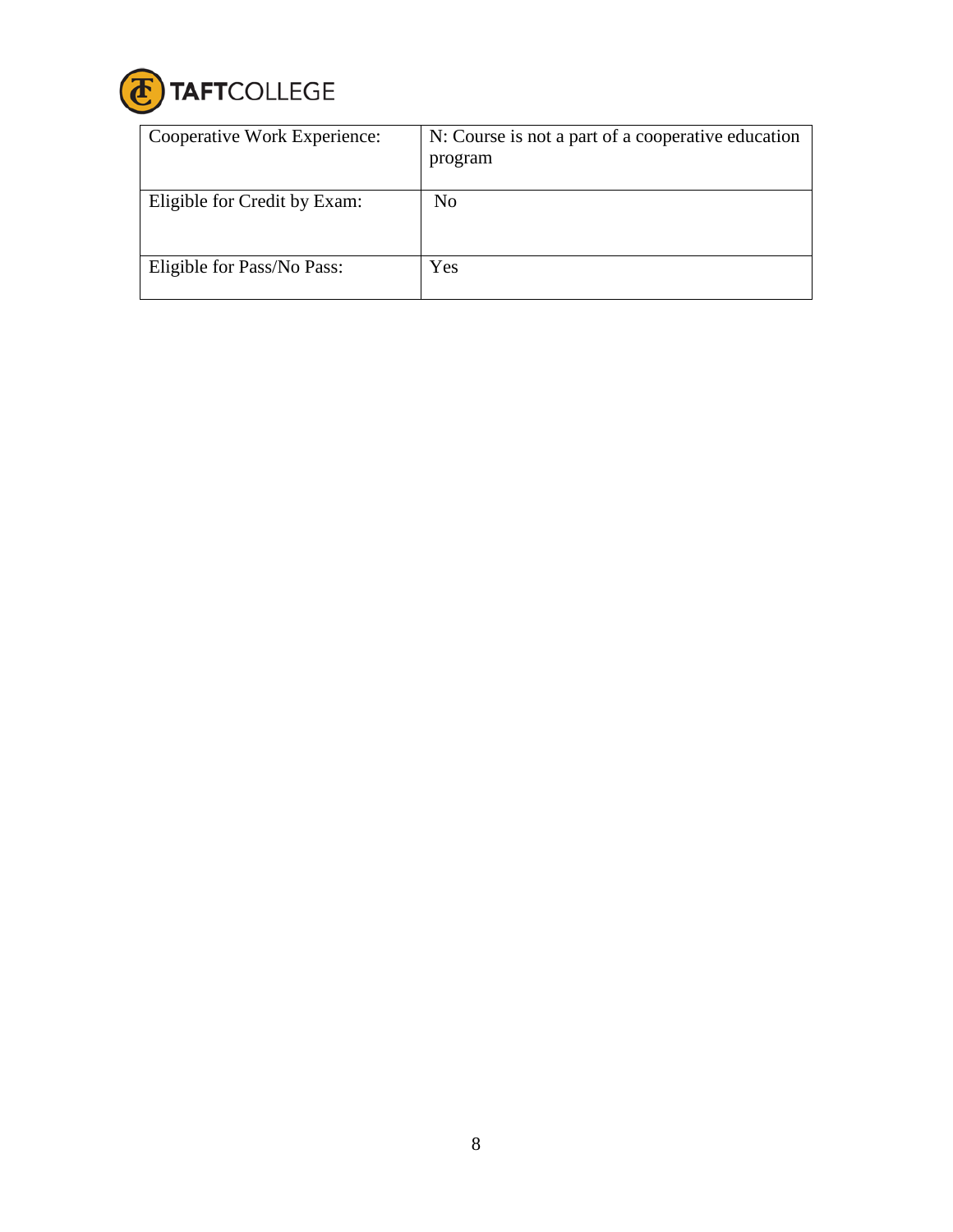| | |
|---|---|
| Cooperative Work Experience: | N: Course is not a part of a cooperative education program |
| Eligible for Credit by Exam: | No |
| Eligible for Pass/No Pass: | Yes |